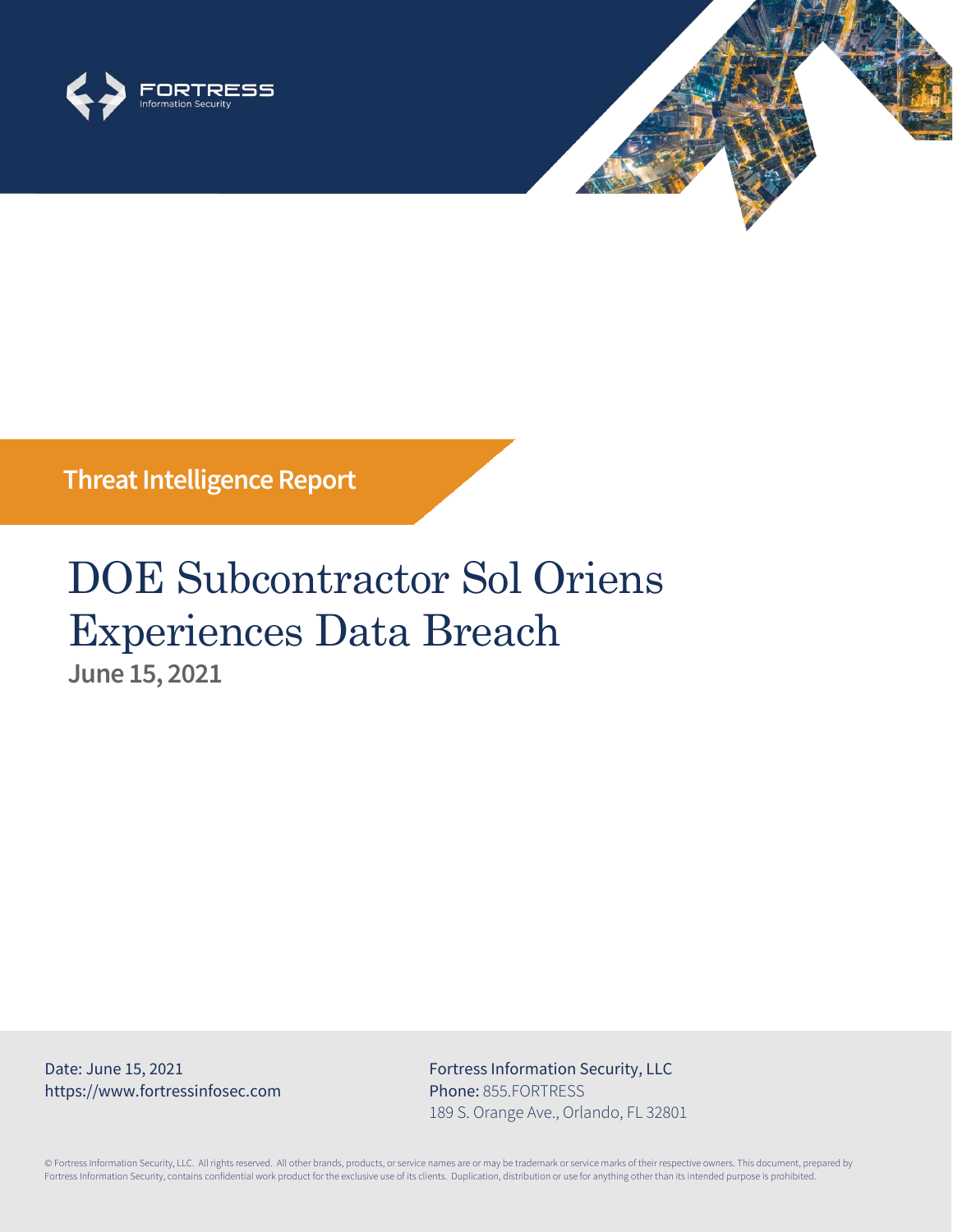FORTRESS
Information Security

**Threat Intelligence Report**

# DOE Subcontractor Sol Oriens Experiences Data Breach

**June 15, 2021**

Date: June 15, 2021
https://www.fortressinfosec.com

Fortress Information Security, LLC
**Phone:** 855.FORTRESS
189 S. Orange Ave., Orlando, FL 32801

© Fortress Information Security, LLC. All rights reserved. All other brands, products, or service names are or may be trademark or service marks of their respective owners. This document, prepared by Fortress Information Security, contains confidential work product for the exclusive use of its clients. Duplication, distribution or use for anything other than its intended purpose is prohibited.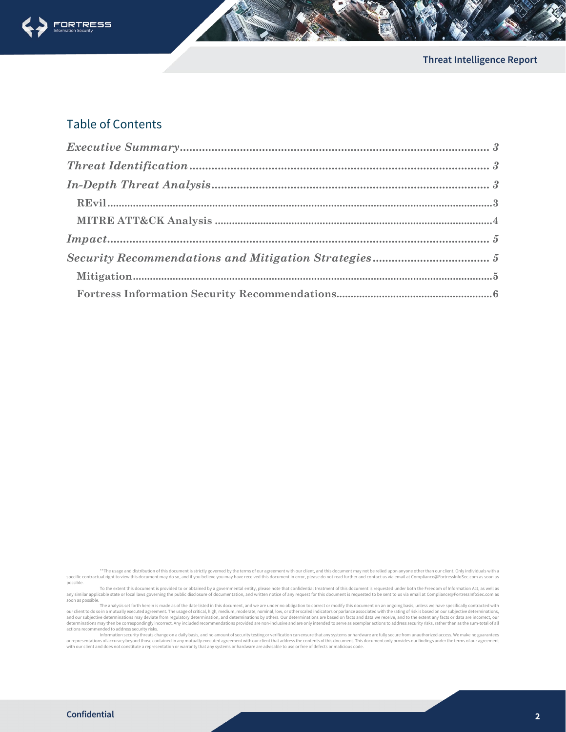## Table of Contents

*Executive Summary* ............................................ 3

*Threat Identification* ............................................ 3

*In-Depth Threat Analysis* ............................................ 3

**REvil** ............................................ 3

**MITRE ATT&CK Analysis** ............................................ 4

*Impact* ............................................ 5

*Security Recommendations and Mitigation Strategies* ............................................ 5

**Mitigation** ............................................ 5

**Fortress Information Security Recommendations** ............................................ 6

**The usage and distribution of this document is strictly governed by the terms of our agreement with our client, and this document may not be relied upon anyone other than our client. Only individuals with a specific contractual right to view this document may do so, and if you believe you may have received this document in error, please do not read further and contact us via email at Compliance@FortressInfoSec.com as soon as possible.

To the extent this document is provided to or obtained by a governmental entity, please note that confidential treatment of this document is requested under both the Freedom of Information Act, as well as any similar applicable state or local laws governing the public disclosure of documentation, and written notice of any request for this document is requested to be sent to us via email at Compliance@FortressInfoSec.com as soon as possible.

The analysis set forth herein is made as of the date listed in this document, and we are under no obligation to correct or modify this document on an ongoing basis, unless we have specifically contracted with our client to do so in a mutually executed agreement. The usage of critical, high, medium, moderate, nominal, low, or other scaled indicators or parlance associated with the rating of risk is based on our subjective determinations, and our subjective determinations may deviate from regulatory determination, and determinations by others. Our determinations are based on facts and data we receive, and to the extent any facts or data are incorrect, our determinations may then be correspondingly incorrect. Any included recommendations provided are non-inclusive and are only intended to serve as exemplar actions to address security risks, rather than as the sum-total of all actions recommended to address security risks.

Information security threats change on a daily basis, and no amount of security testing or verification can ensure that any systems or hardware are fully secure from unauthorized access. We make no guarantees or representations of accuracy beyond those contained in any mutually executed agreement with our client that address the contents of this document. This document only provides our findings under the terms of our agreement with our client and does not constitute a representation or warranty that any systems or hardware are advisable to use or free of defects or malicious code.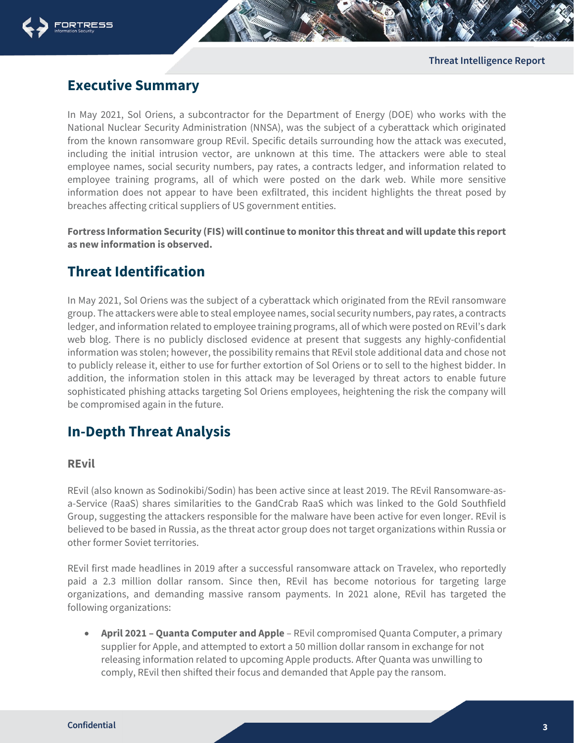## Executive Summary

In May 2021, Sol Oriens, a subcontractor for the Department of Energy (DOE) who works with the National Nuclear Security Administration (NNSA), was the subject of a cyberattack which originated from the known ransomware group REvil. Specific details surrounding how the attack was executed, including the initial intrusion vector, are unknown at this time. The attackers were able to steal employee names, social security numbers, pay rates, a contracts ledger, and information related to employee training programs, all of which were posted on the dark web. While more sensitive information does not appear to have been exfiltrated, this incident highlights the threat posed by breaches affecting critical suppliers of US government entities.

**Fortress Information Security (FIS) will continue to monitor this threat and will update this report as new information is observed.**

## Threat Identification

In May 2021, Sol Oriens was the subject of a cyberattack which originated from the REvil ransomware group. The attackers were able to steal employee names, social security numbers, pay rates, a contracts ledger, and information related to employee training programs, all of which were posted on REvil's dark web blog. There is no publicly disclosed evidence at present that suggests any highly-confidential information was stolen; however, the possibility remains that REvil stole additional data and chose not to publicly release it, either to use for further extortion of Sol Oriens or to sell to the highest bidder. In addition, the information stolen in this attack may be leveraged by threat actors to enable future sophisticated phishing attacks targeting Sol Oriens employees, heightening the risk the company will be compromised again in the future.

## In-Depth Threat Analysis

### REvil

REvil (also known as Sodinokibi/Sodin) has been active since at least 2019. The REvil Ransomware-as-a-Service (RaaS) shares similarities to the GandCrab RaaS which was linked to the Gold Southfield Group, suggesting the attackers responsible for the malware have been active for even longer. REvil is believed to be based in Russia, as the threat actor group does not target organizations within Russia or other former Soviet territories.

REvil first made headlines in 2019 after a successful ransomware attack on Travelex, who reportedly paid a 2.3 million dollar ransom. Since then, REvil has become notorious for targeting large organizations, and demanding massive ransom payments. In 2021 alone, REvil has targeted the following organizations:

- **April 2021 – Quanta Computer and Apple** – REvil compromised Quanta Computer, a primary supplier for Apple, and attempted to extort a 50 million dollar ransom in exchange for not releasing information related to upcoming Apple products. After Quanta was unwilling to comply, REvil then shifted their focus and demanded that Apple pay the ransom.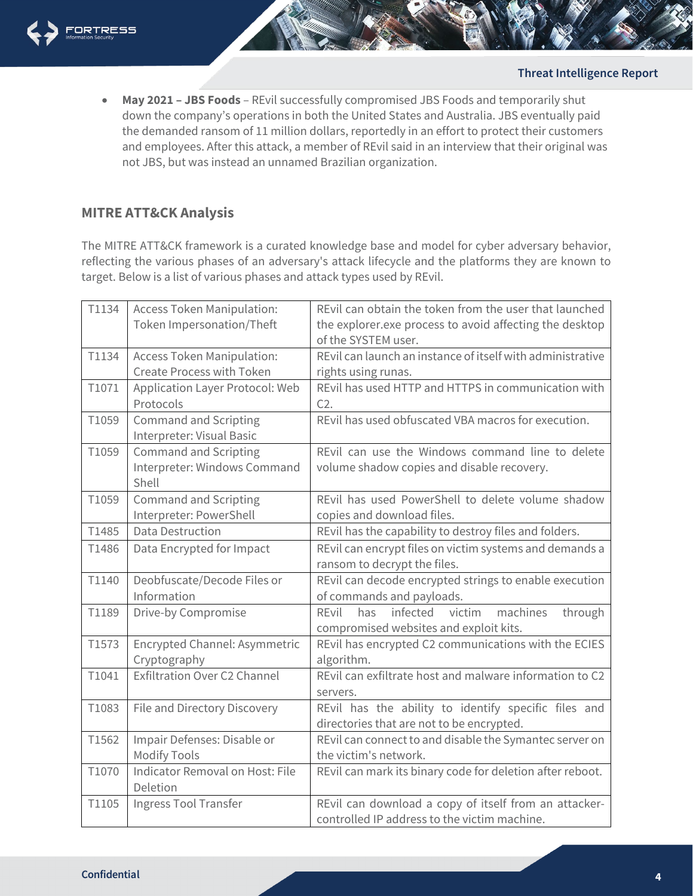- **May 2021 – JBS Foods** – REvil successfully compromised JBS Foods and temporarily shut down the company's operations in both the United States and Australia. JBS eventually paid the demanded ransom of 11 million dollars, reportedly in an effort to protect their customers and employees. After this attack, a member of REvil said in an interview that their original was not JBS, but was instead an unnamed Brazilian organization.

## MITRE ATT&CK Analysis

The MITRE ATT&CK framework is a curated knowledge base and model for cyber adversary behavior, reflecting the various phases of an adversary's attack lifecycle and the platforms they are known to target. Below is a list of various phases and attack types used by REvil.

| | | |
|---|---|---|
| T1134 | Access Token Manipulation: Token Impersonation/Theft | REvil can obtain the token from the user that launched the explorer.exe process to avoid affecting the desktop of the SYSTEM user. |
| T1134 | Access Token Manipulation: Create Process with Token | REvil can launch an instance of itself with administrative rights using runas. |
| T1071 | Application Layer Protocol: Web Protocols | REvil has used HTTP and HTTPS in communication with C2. |
| T1059 | Command and Scripting Interpreter: Visual Basic | REvil has used obfuscated VBA macros for execution. |
| T1059 | Command and Scripting Interpreter: Windows Command Shell | REvil can use the Windows command line to delete volume shadow copies and disable recovery. |
| T1059 | Command and Scripting Interpreter: PowerShell | REvil has used PowerShell to delete volume shadow copies and download files. |
| T1485 | Data Destruction | REvil has the capability to destroy files and folders. |
| T1486 | Data Encrypted for Impact | REvil can encrypt files on victim systems and demands a ransom to decrypt the files. |
| T1140 | Deobfuscate/Decode Files or Information | REvil can decode encrypted strings to enable execution of commands and payloads. |
| T1189 | Drive-by Compromise | REvil has infected victim machines through compromised websites and exploit kits. |
| T1573 | Encrypted Channel: Asymmetric Cryptography | REvil has encrypted C2 communications with the ECIES algorithm. |
| T1041 | Exfiltration Over C2 Channel | REvil can exfiltrate host and malware information to C2 servers. |
| T1083 | File and Directory Discovery | REvil has the ability to identify specific files and directories that are not to be encrypted. |
| T1562 | Impair Defenses: Disable or Modify Tools | REvil can connect to and disable the Symantec server on the victim's network. |
| T1070 | Indicator Removal on Host: File Deletion | REvil can mark its binary code for deletion after reboot. |
| T1105 | Ingress Tool Transfer | REvil can download a copy of itself from an attacker-controlled IP address to the victim machine. |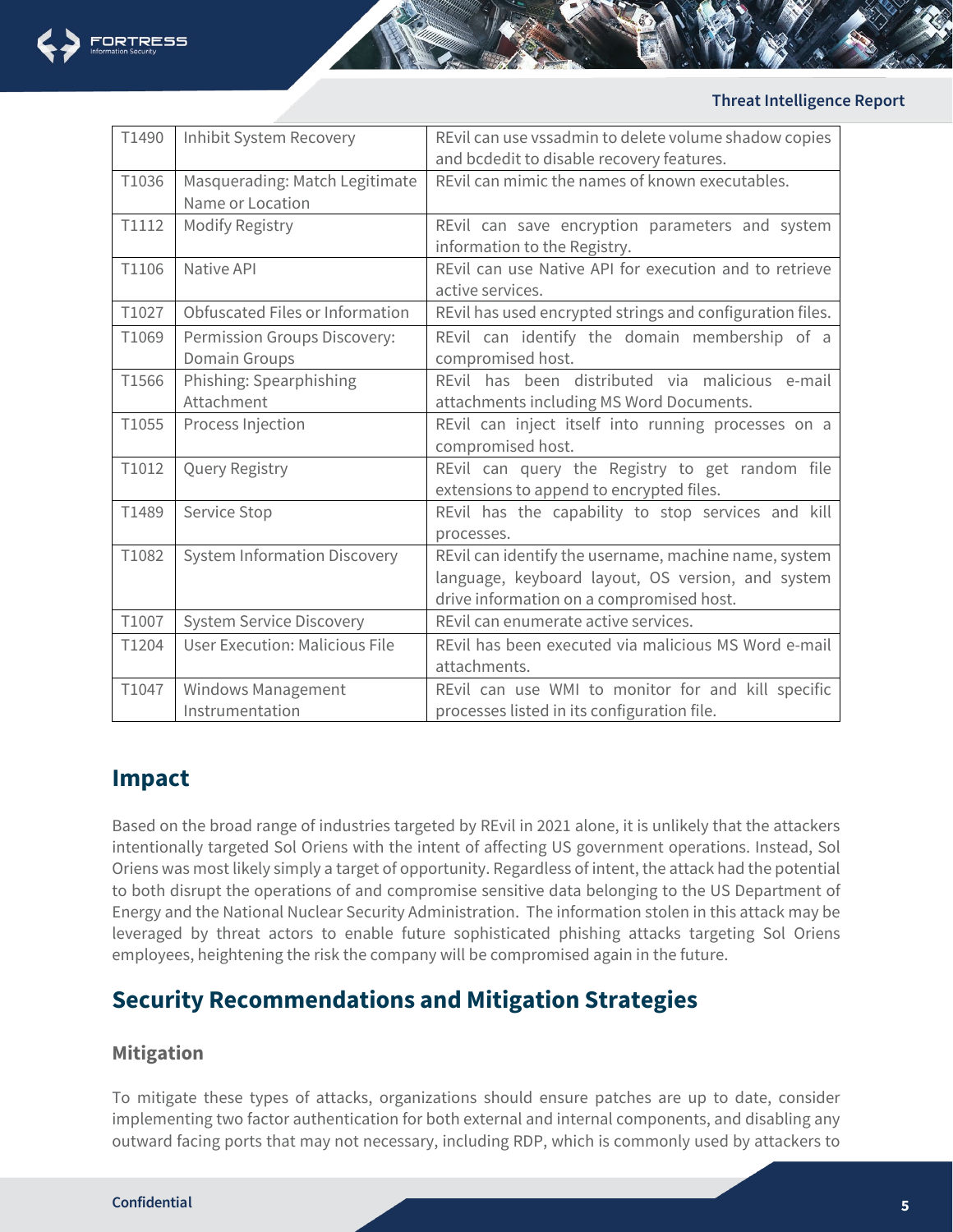| T1490 | Inhibit System Recovery | REvil can use vssadmin to delete volume shadow copies and bcdedit to disable recovery features. |
|---|---|---|
| T1036 | Masquerading: Match Legitimate Name or Location | REvil can mimic the names of known executables. |
| T1112 | Modify Registry | REvil can save encryption parameters and system information to the Registry. |
| T1106 | Native API | REvil can use Native API for execution and to retrieve active services. |
| T1027 | Obfuscated Files or Information | REvil has used encrypted strings and configuration files. |
| T1069 | Permission Groups Discovery: Domain Groups | REvil can identify the domain membership of a compromised host. |
| T1566 | Phishing: Spearphishing Attachment | REvil has been distributed via malicious e-mail attachments including MS Word Documents. |
| T1055 | Process Injection | REvil can inject itself into running processes on a compromised host. |
| T1012 | Query Registry | REvil can query the Registry to get random file extensions to append to encrypted files. |
| T1489 | Service Stop | REvil has the capability to stop services and kill processes. |
| T1082 | System Information Discovery | REvil can identify the username, machine name, system language, keyboard layout, OS version, and system drive information on a compromised host. |
| T1007 | System Service Discovery | REvil can enumerate active services. |
| T1204 | User Execution: Malicious File | REvil has been executed via malicious MS Word e-mail attachments. |
| T1047 | Windows Management Instrumentation | REvil can use WMI to monitor for and kill specific processes listed in its configuration file. |

## Impact

Based on the broad range of industries targeted by REvil in 2021 alone, it is unlikely that the attackers intentionally targeted Sol Oriens with the intent of affecting US government operations. Instead, Sol Oriens was most likely simply a target of opportunity. Regardless of intent, the attack had the potential to both disrupt the operations of and compromise sensitive data belonging to the US Department of Energy and the National Nuclear Security Administration. The information stolen in this attack may be leveraged by threat actors to enable future sophisticated phishing attacks targeting Sol Oriens employees, heightening the risk the company will be compromised again in the future.

## Security Recommendations and Mitigation Strategies

### Mitigation

To mitigate these types of attacks, organizations should ensure patches are up to date, consider implementing two factor authentication for both external and internal components, and disabling any outward facing ports that may not necessary, including RDP, which is commonly used by attackers to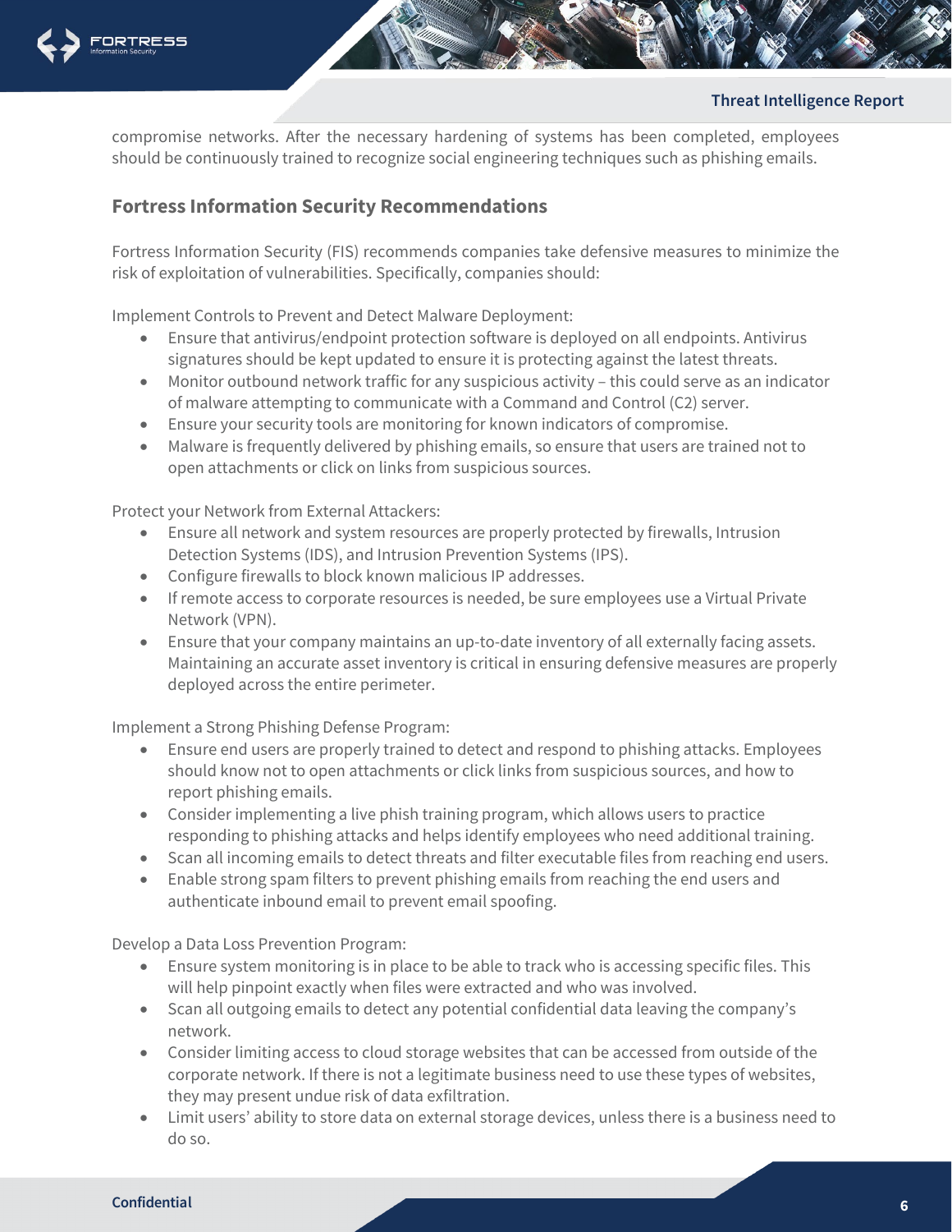compromise networks. After the necessary hardening of systems has been completed, employees should be continuously trained to recognize social engineering techniques such as phishing emails.

## Fortress Information Security Recommendations

Fortress Information Security (FIS) recommends companies take defensive measures to minimize the risk of exploitation of vulnerabilities. Specifically, companies should:

Implement Controls to Prevent and Detect Malware Deployment:

- Ensure that antivirus/endpoint protection software is deployed on all endpoints. Antivirus signatures should be kept updated to ensure it is protecting against the latest threats.
- Monitor outbound network traffic for any suspicious activity – this could serve as an indicator of malware attempting to communicate with a Command and Control (C2) server.
- Ensure your security tools are monitoring for known indicators of compromise.
- Malware is frequently delivered by phishing emails, so ensure that users are trained not to open attachments or click on links from suspicious sources.

Protect your Network from External Attackers:

- Ensure all network and system resources are properly protected by firewalls, Intrusion Detection Systems (IDS), and Intrusion Prevention Systems (IPS).
- Configure firewalls to block known malicious IP addresses.
- If remote access to corporate resources is needed, be sure employees use a Virtual Private Network (VPN).
- Ensure that your company maintains an up-to-date inventory of all externally facing assets. Maintaining an accurate asset inventory is critical in ensuring defensive measures are properly deployed across the entire perimeter.

Implement a Strong Phishing Defense Program:

- Ensure end users are properly trained to detect and respond to phishing attacks. Employees should know not to open attachments or click links from suspicious sources, and how to report phishing emails.
- Consider implementing a live phish training program, which allows users to practice responding to phishing attacks and helps identify employees who need additional training.
- Scan all incoming emails to detect threats and filter executable files from reaching end users.
- Enable strong spam filters to prevent phishing emails from reaching the end users and authenticate inbound email to prevent email spoofing.

Develop a Data Loss Prevention Program:

- Ensure system monitoring is in place to be able to track who is accessing specific files. This will help pinpoint exactly when files were extracted and who was involved.
- Scan all outgoing emails to detect any potential confidential data leaving the company's network.
- Consider limiting access to cloud storage websites that can be accessed from outside of the corporate network. If there is not a legitimate business need to use these types of websites, they may present undue risk of data exfiltration.
- Limit users' ability to store data on external storage devices, unless there is a business need to do so.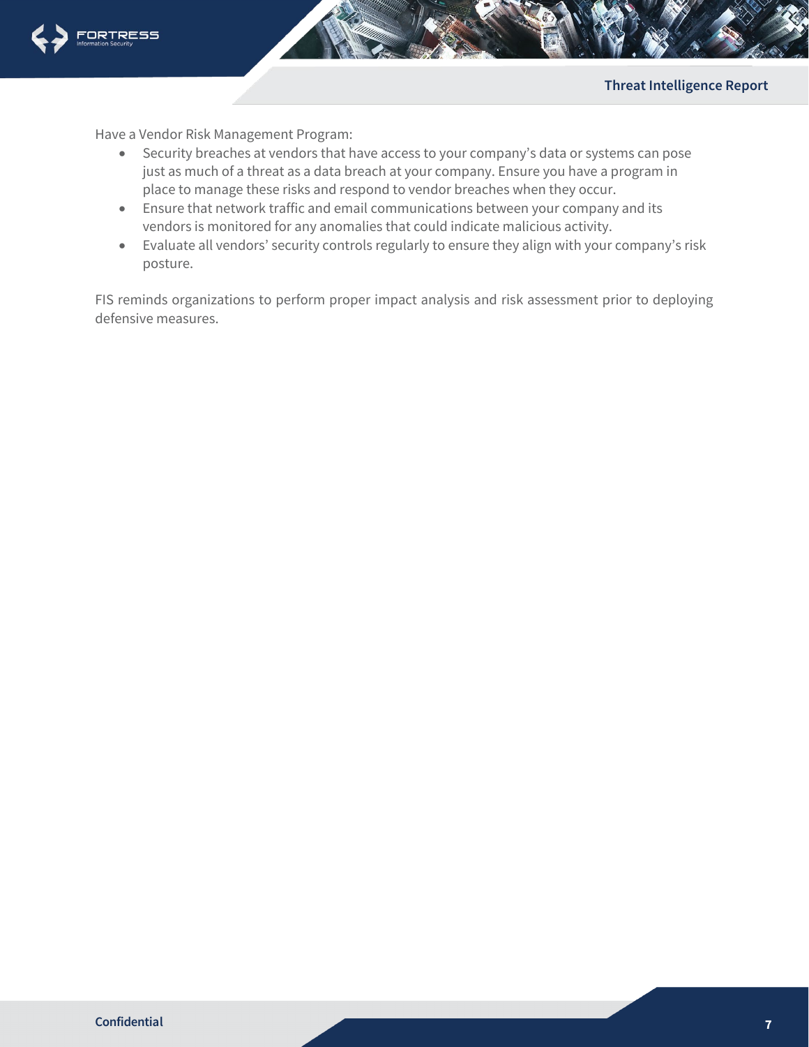Have a Vendor Risk Management Program:

- Security breaches at vendors that have access to your company's data or systems can pose just as much of a threat as a data breach at your company. Ensure you have a program in place to manage these risks and respond to vendor breaches when they occur.
- Ensure that network traffic and email communications between your company and its vendors is monitored for any anomalies that could indicate malicious activity.
- Evaluate all vendors' security controls regularly to ensure they align with your company's risk posture.

FIS reminds organizations to perform proper impact analysis and risk assessment prior to deploying defensive measures.